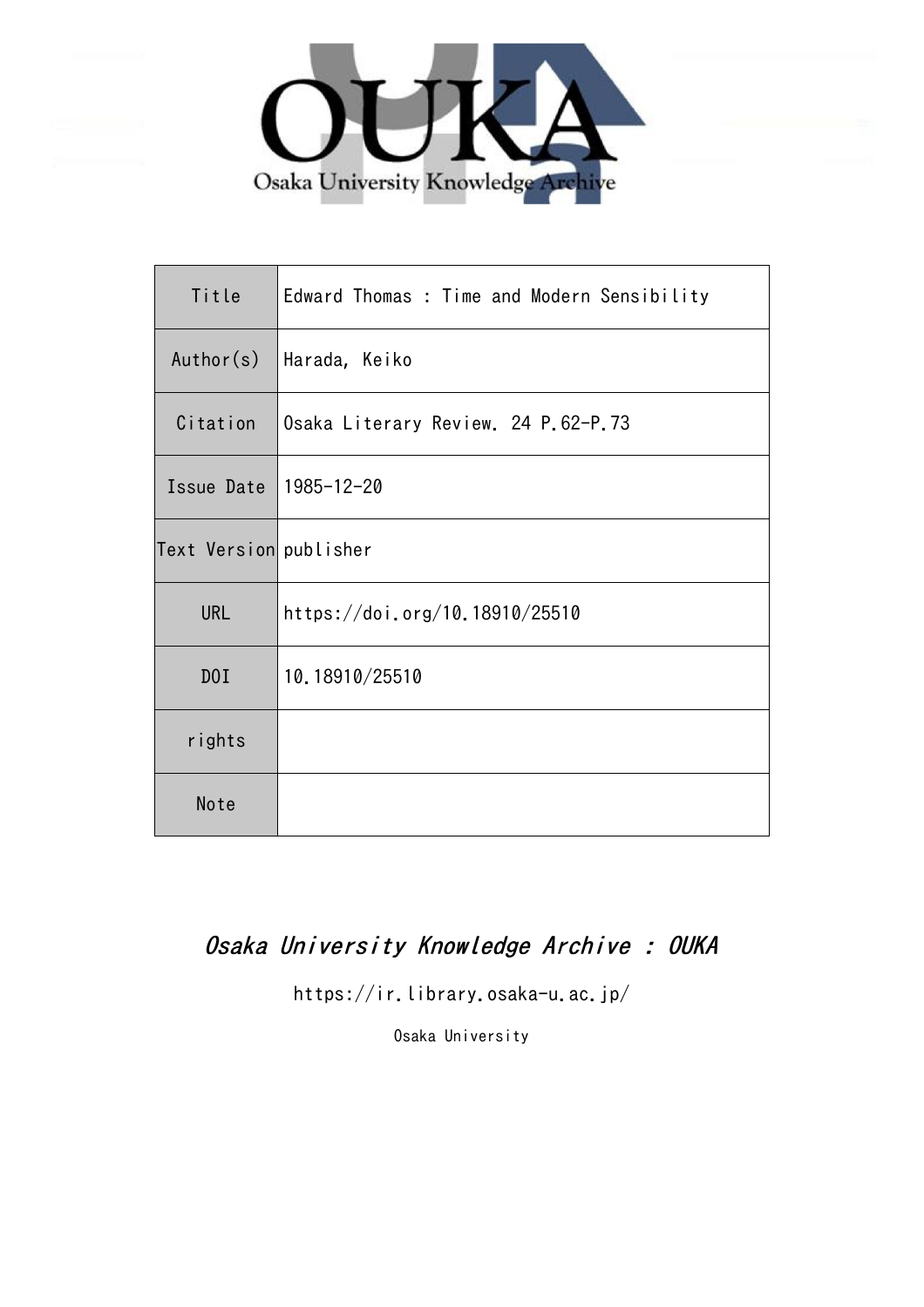OUKA

Osaka University Knowledge Archive

| Title | Edward Thomas : Time and Modern Sensibility |
|---|---|
| Author(s) | Harada, Keiko |
| Citation | Osaka Literary Review. 24 P.62-P.73 |
| Issue Date | 1985-12-20 |
| Text Version | publisher |
| URL | https://doi.org/10.18910/25510 |
| DOI | 10.18910/25510 |
| rights | |
| Note | |

*Osaka University Knowledge Archive : OUKA*

https://ir.library.osaka-u.ac.jp/

Osaka University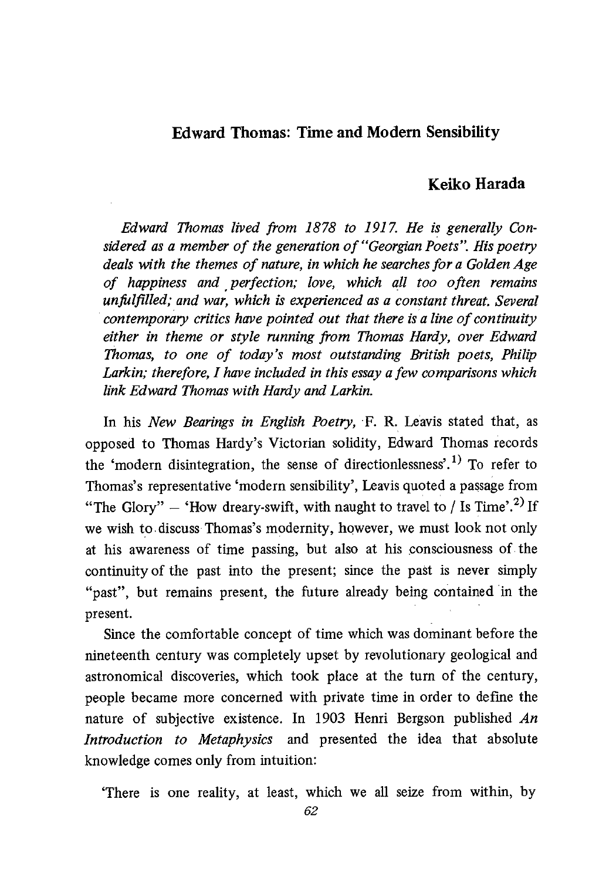## Edward Thomas: Time and Modern Sensibility

### Keiko Harada

*Edward Thomas lived from 1878 to 1917. He is generally Considered as a member of the generation of "Georgian Poets". His poetry deals with the themes of nature, in which he searches for a Golden Age of happiness and perfection; love, which all too often remains unfulfilled; and war, which is experienced as a constant threat. Several contemporary critics have pointed out that there is a line of continuity either in theme or style running from Thomas Hardy, over Edward Thomas, to one of today's most outstanding British poets, Philip Larkin; therefore, I have included in this essay a few comparisons which link Edward Thomas with Hardy and Larkin.*

In his *New Bearings in English Poetry,* F. R. Leavis stated that, as opposed to Thomas Hardy's Victorian solidity, Edward Thomas records the 'modern disintegration, the sense of directionlessness'.[1] To refer to Thomas's representative 'modern sensibility', Leavis quoted a passage from "The Glory" – 'How dreary-swift, with naught to travel to / Is Time'.[2] If we wish to discuss Thomas's modernity, however, we must look not only at his awareness of time passing, but also at his consciousness of the continuity of the past into the present; since the past is never simply "past", but remains present, the future already being contained in the present.

Since the comfortable concept of time which was dominant before the nineteenth century was completely upset by revolutionary geological and astronomical discoveries, which took place at the turn of the century, people became more concerned with private time in order to define the nature of subjective existence. In 1903 Henri Bergson published *An Introduction to Metaphysics* and presented the idea that absolute knowledge comes only from intuition:

'There is one reality, at least, which we all seize from within, by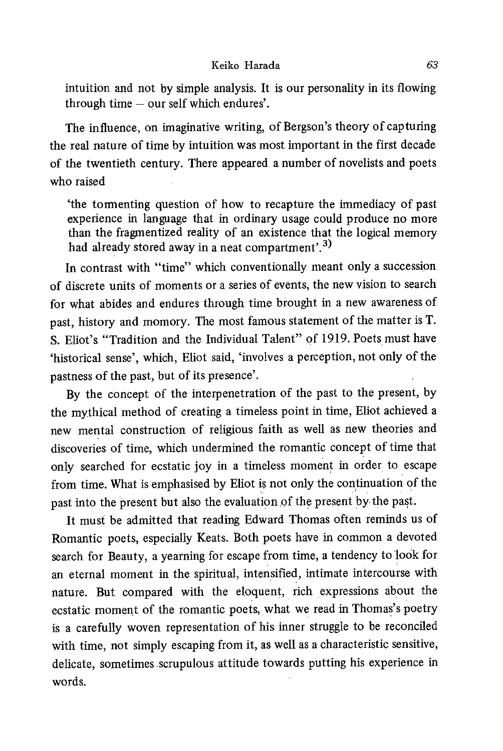intuition and not by simple analysis. It is our personality in its flowing through time – our self which endures'.

The influence, on imaginative writing, of Bergson's theory of capturing the real nature of time by intuition was most important in the first decade of the twentieth century. There appeared a number of novelists and poets who raised

> 'the tormenting question of how to recapture the immediacy of past experience in language that in ordinary usage could produce no more than the fragmentized reality of an existence that the logical memory had already stored away in a neat compartment'.[3]

In contrast with "time" which conventionally meant only a succession of discrete units of moments or a series of events, the new vision to search for what abides and endures through time brought in a new awareness of past, history and momory. The most famous statement of the matter is T. S. Eliot's "Tradition and the Individual Talent" of 1919. Poets must have 'historical sense', which, Eliot said, 'involves a perception, not only of the pastness of the past, but of its presence'.

By the concept of the interpenetration of the past to the present, by the mythical method of creating a timeless point in time, Eliot achieved a new mental construction of religious faith as well as new theories and discoveries of time, which undermined the romantic concept of time that only searched for ecstatic joy in a timeless moment in order to escape from time. What is emphasised by Eliot is not only the continuation of the past into the present but also the evaluation of the present by the past.

It must be admitted that reading Edward Thomas often reminds us of Romantic poets, especially Keats. Both poets have in common a devoted search for Beauty, a yearning for escape from time, a tendency to look for an eternal moment in the spiritual, intensified, intimate intercourse with nature. But compared with the eloquent, rich expressions about the ecstatic moment of the romantic poets, what we read in Thomas's poetry is a carefully woven representation of his inner struggle to be reconciled with time, not simply escaping from it, as well as a characteristic sensitive, delicate, sometimes scrupulous attitude towards putting his experience in words.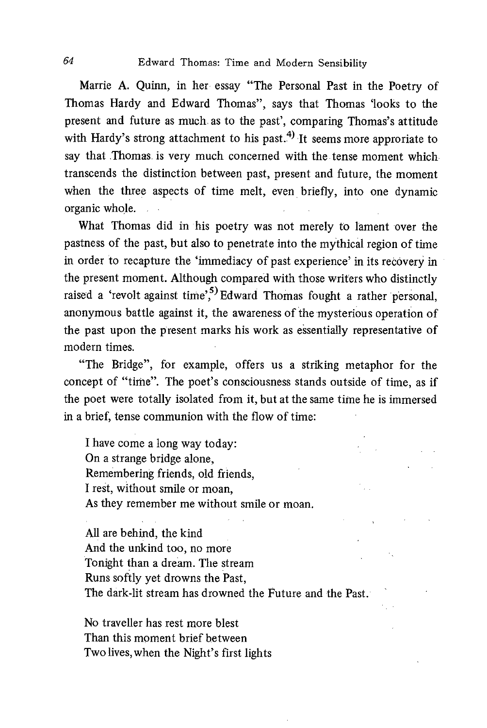Marrie A. Quinn, in her essay "The Personal Past in the Poetry of Thomas Hardy and Edward Thomas", says that Thomas 'looks to the present and future as much as to the past', comparing Thomas's attitude with Hardy's strong attachment to his past.[4] It seems more approriate to say that Thomas is very much concerned with the tense moment which transcends the distinction between past, present and future, the moment when the three aspects of time melt, even briefly, into one dynamic organic whole.

What Thomas did in his poetry was not merely to lament over the pastness of the past, but also to penetrate into the mythical region of time in order to recapture the 'immediacy of past experience' in its recovery in the present moment. Although compared with those writers who distinctly raised a 'revolt against time',[5] Edward Thomas fought a rather personal, anonymous battle against it, the awareness of the mysterious operation of the past upon the present marks his work as essentially representative of modern times.

"The Bridge", for example, offers us a striking metaphor for the concept of "time". The poet's consciousness stands outside of time, as if the poet were totally isolated from it, but at the same time he is immersed in a brief, tense communion with the flow of time:

> I have come a long way today:
> On a strange bridge alone,
> Remembering friends, old friends,
> I rest, without smile or moan,
> As they remember me without smile or moan.
>
> All are behind, the kind
> And the unkind too, no more
> Tonight than a dream. The stream
> Runs softly yet drowns the Past,
> The dark-lit stream has drowned the Future and the Past.
>
> No traveller has rest more blest
> Than this moment brief between
> Two lives, when the Night's first lights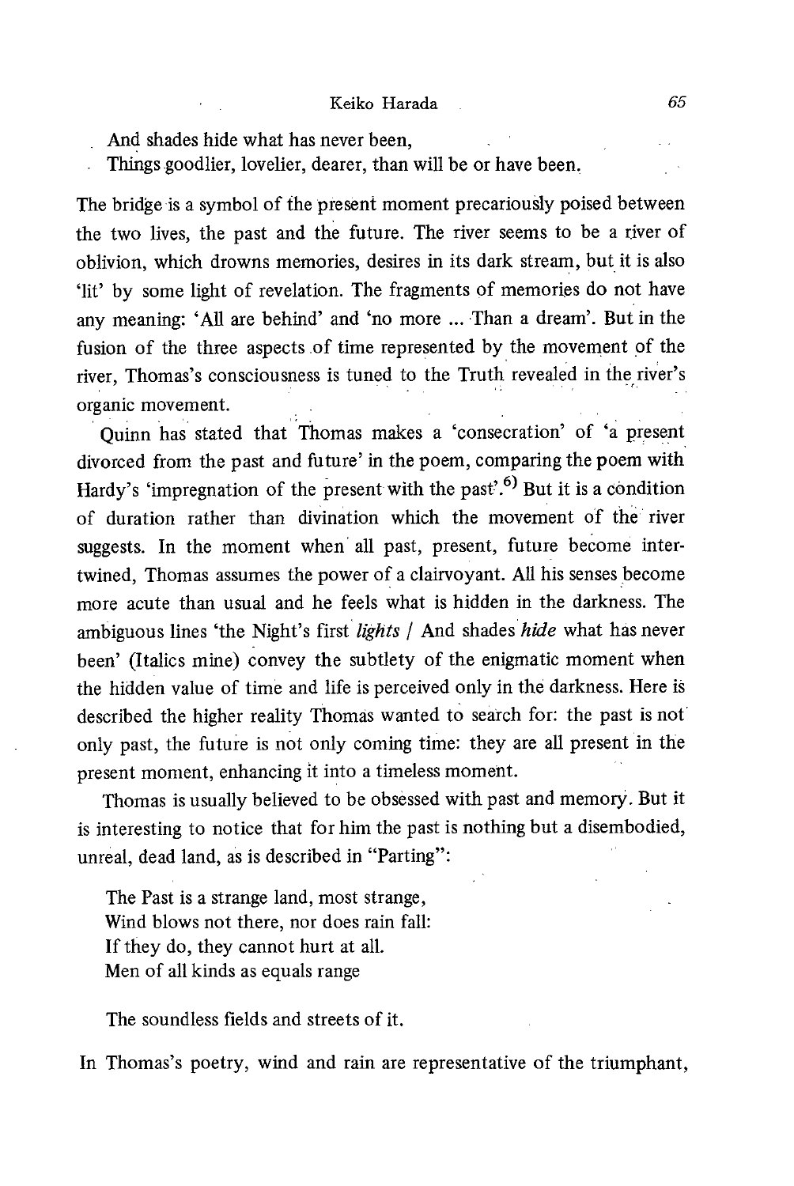And shades hide what has never been,
Things goodlier, lovelier, dearer, than will be or have been.

The bridge is a symbol of the present moment precariously poised between the two lives, the past and the future. The river seems to be a river of oblivion, which drowns memories, desires in its dark stream, but it is also 'lit' by some light of revelation. The fragments of memories do not have any meaning: 'All are behind' and 'no more ... Than a dream'. But in the fusion of the three aspects of time represented by the movement of the river, Thomas's consciousness is tuned to the Truth revealed in the river's organic movement.

Quinn has stated that Thomas makes a 'consecration' of 'a present divorced from the past and future' in the poem, comparing the poem with Hardy's 'impregnation of the present with the past'.[6] But it is a condition of duration rather than divination which the movement of the river suggests. In the moment when all past, present, future become intertwined, Thomas assumes the power of a clairvoyant. All his senses become more acute than usual and he feels what is hidden in the darkness. The ambiguous lines 'the Night's first *lights* / And shades *hide* what has never been' (Italics mine) convey the subtlety of the enigmatic moment when the hidden value of time and life is perceived only in the darkness. Here is described the higher reality Thomas wanted to search for: the past is not only past, the future is not only coming time: they are all present in the present moment, enhancing it into a timeless moment.

Thomas is usually believed to be obsessed with past and memory. But it is interesting to notice that for him the past is nothing but a disembodied, unreal, dead land, as is described in "Parting":

The Past is a strange land, most strange,
Wind blows not there, nor does rain fall:
If they do, they cannot hurt at all.
Men of all kinds as equals range

The soundless fields and streets of it.

In Thomas's poetry, wind and rain are representative of the triumphant,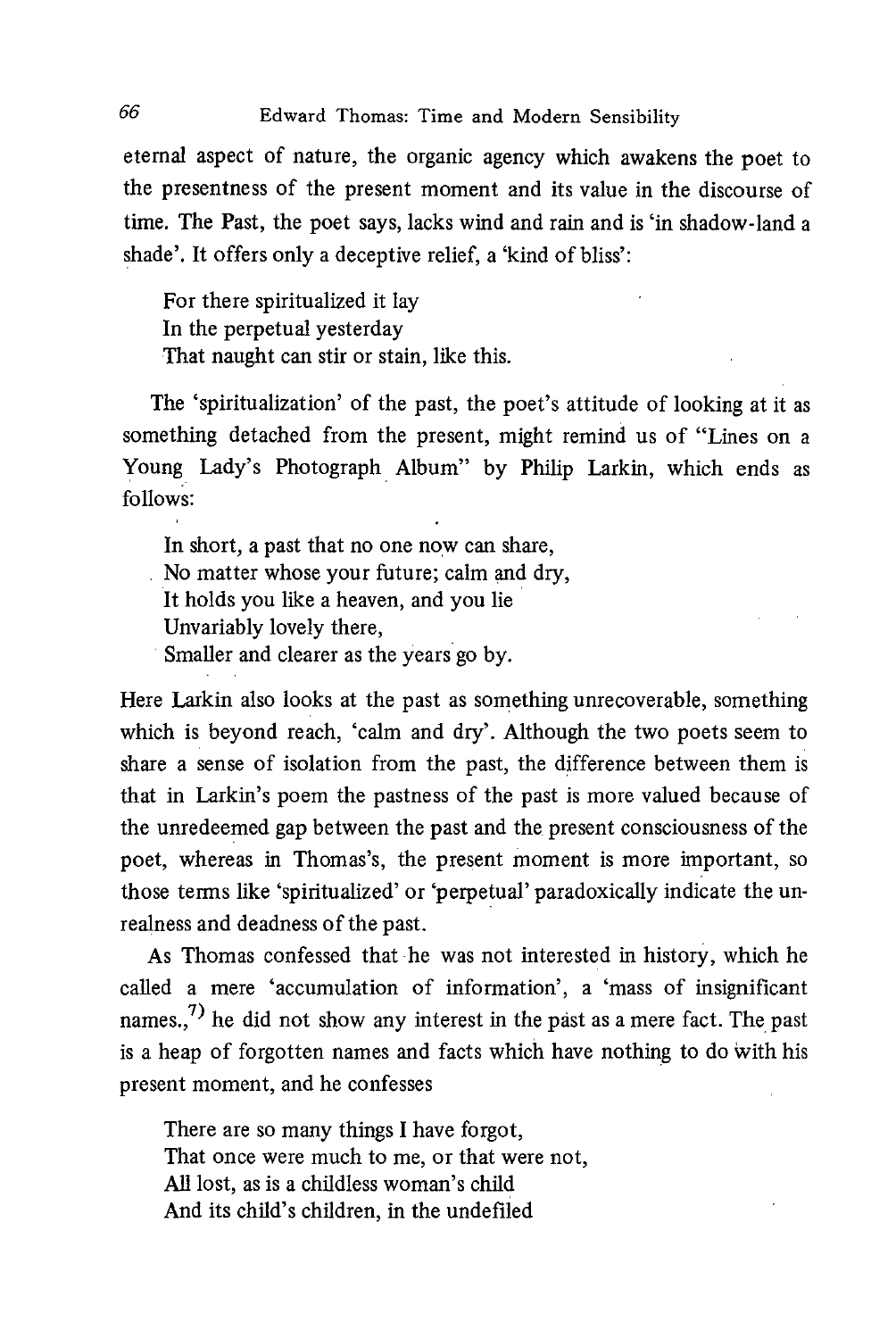eternal aspect of nature, the organic agency which awakens the poet to the presentness of the present moment and its value in the discourse of time. The Past, the poet says, lacks wind and rain and is 'in shadow-land a shade'. It offers only a deceptive relief, a 'kind of bliss':

> For there spiritualized it lay
> In the perpetual yesterday
> That naught can stir or stain, like this.

The 'spiritualization' of the past, the poet's attitude of looking at it as something detached from the present, might remind us of "Lines on a Young Lady's Photograph Album" by Philip Larkin, which ends as follows:

> In short, a past that no one now can share,
> No matter whose your future; calm and dry,
> It holds you like a heaven, and you lie
> Unvariably lovely there,
> Smaller and clearer as the years go by.

Here Larkin also looks at the past as something unrecoverable, something which is beyond reach, 'calm and dry'. Although the two poets seem to share a sense of isolation from the past, the difference between them is that in Larkin's poem the pastness of the past is more valued because of the unredeemed gap between the past and the present consciousness of the poet, whereas in Thomas's, the present moment is more important, so those terms like 'spiritualized' or 'perpetual' paradoxically indicate the unrealness and deadness of the past.

As Thomas confessed that he was not interested in history, which he called a mere 'accumulation of information', a 'mass of insignificant names.,[7] he did not show any interest in the past as a mere fact. The past is a heap of forgotten names and facts which have nothing to do with his present moment, and he confesses

> There are so many things I have forgot,
> That once were much to me, or that were not,
> All lost, as is a childless woman's child
> And its child's children, in the undefiled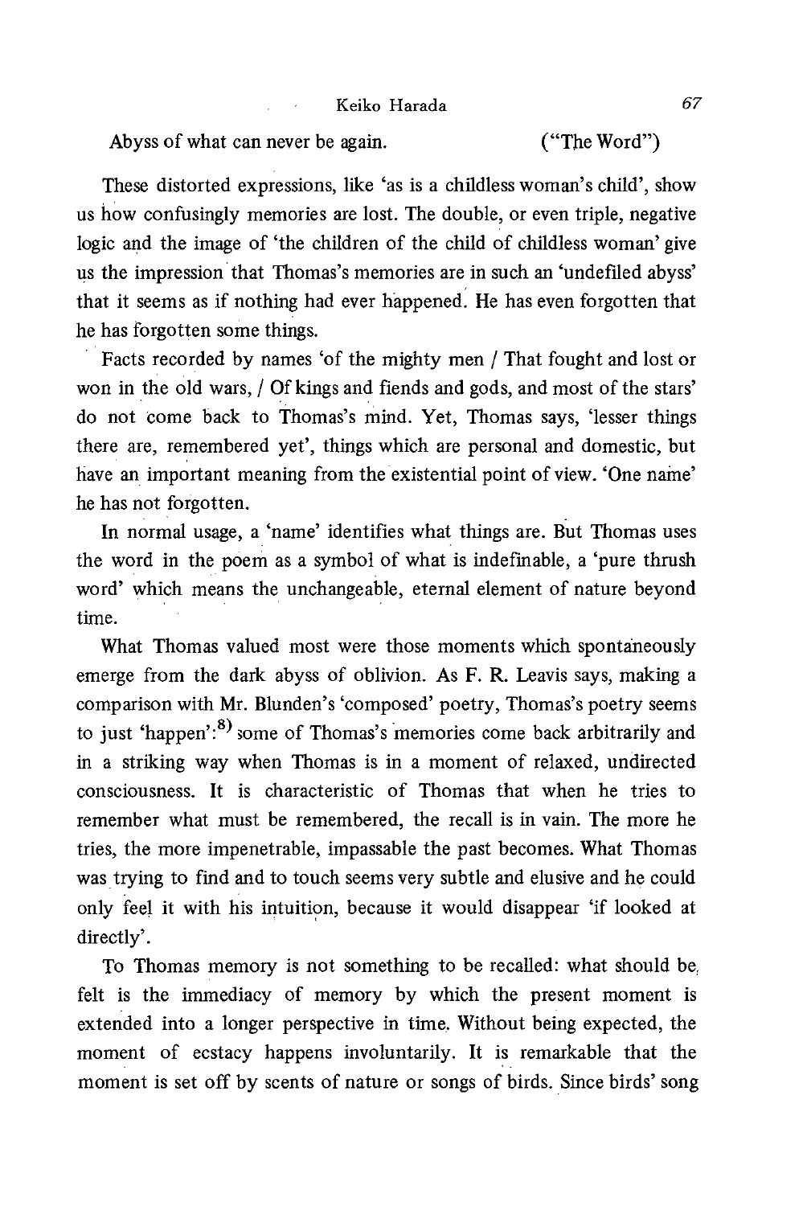Abyss of what can never be again. ("The Word")

These distorted expressions, like 'as is a childless woman's child', show us how confusingly memories are lost. The double, or even triple, negative logic and the image of 'the children of the child of childless woman' give us the impression that Thomas's memories are in such an 'undefiled abyss' that it seems as if nothing had ever happened. He has even forgotten that he has forgotten some things.

Facts recorded by names 'of the mighty men / That fought and lost or won in the old wars, / Of kings and fiends and gods, and most of the stars' do not come back to Thomas's mind. Yet, Thomas says, 'lesser things there are, remembered yet', things which are personal and domestic, but have an important meaning from the existential point of view. 'One name' he has not forgotten.

In normal usage, a 'name' identifies what things are. But Thomas uses the word in the poem as a symbol of what is indefinable, a 'pure thrush word' which means the unchangeable, eternal element of nature beyond time.

What Thomas valued most were those moments which spontaneously emerge from the dark abyss of oblivion. As F. R. Leavis says, making a comparison with Mr. Blunden's 'composed' poetry, Thomas's poetry seems to just 'happen':[8] some of Thomas's memories come back arbitrarily and in a striking way when Thomas is in a moment of relaxed, undirected consciousness. It is characteristic of Thomas that when he tries to remember what must be remembered, the recall is in vain. The more he tries, the more impenetrable, impassable the past becomes. What Thomas was trying to find and to touch seems very subtle and elusive and he could only feel it with his intuition, because it would disappear 'if looked at directly'.

To Thomas memory is not something to be recalled: what should be felt is the immediacy of memory by which the present moment is extended into a longer perspective in time. Without being expected, the moment of ecstacy happens involuntarily. It is remarkable that the moment is set off by scents of nature or songs of birds. Since birds' song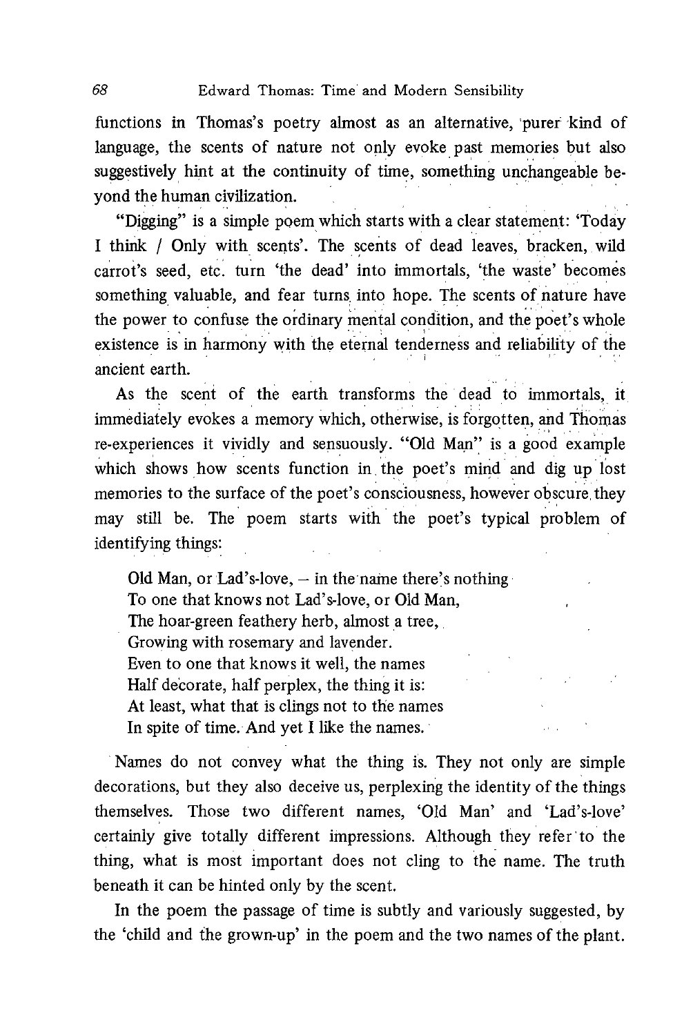functions in Thomas's poetry almost as an alternative, purer kind of language, the scents of nature not only evoke past memories but also suggestively hint at the continuity of time, something unchangeable beyond the human civilization.

"Digging" is a simple poem which starts with a clear statement: 'Today I think / Only with scents'. The scents of dead leaves, bracken, wild carrot's seed, etc. turn 'the dead' into immortals, 'the waste' becomes something valuable, and fear turns into hope. The scents of nature have the power to confuse the ordinary mental condition, and the poet's whole existence is in harmony with the eternal tenderness and reliability of the ancient earth.

As the scent of the earth transforms the dead to immortals, it immediately evokes a memory which, otherwise, is forgotten, and Thomas re-experiences it vividly and sensuously. "Old Man" is a good example which shows how scents function in the poet's mind and dig up lost memories to the surface of the poet's consciousness, however obscure they may still be. The poem starts with the poet's typical problem of identifying things:

> Old Man, or Lad's-love, – in the name there's nothing
> To one that knows not Lad's-love, or Old Man,
> The hoar-green feathery herb, almost a tree,
> Growing with rosemary and lavender.
> Even to one that knows it well, the names
> Half decorate, half perplex, the thing it is:
> At least, what that is clings not to the names
> In spite of time. And yet I like the names.

Names do not convey what the thing is. They not only are simple decorations, but they also deceive us, perplexing the identity of the things themselves. Those two different names, 'Old Man' and 'Lad's-love' certainly give totally different impressions. Although they refer to the thing, what is most important does not cling to the name. The truth beneath it can be hinted only by the scent.

In the poem the passage of time is subtly and variously suggested, by the 'child and the grown-up' in the poem and the two names of the plant.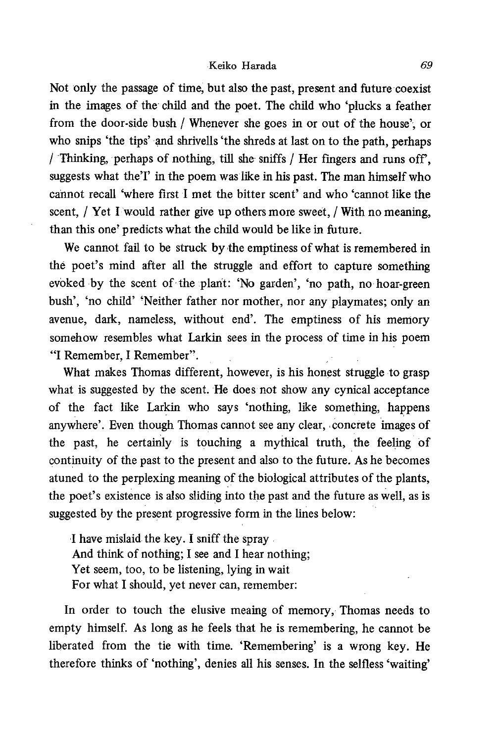Not only the passage of time, but also the past, present and future coexist in the images of the child and the poet. The child who 'plucks a feather from the door-side bush / Whenever she goes in or out of the house', or who snips 'the tips' and shrivells 'the shreds at last on to the path, perhaps / Thinking, perhaps of nothing, till she sniffs / Her fingers and runs off', suggests what the'I' in the poem was like in his past. The man himself who cannot recall 'where first I met the bitter scent' and who 'cannot like the scent, / Yet I would rather give up others more sweet, / With no meaning, than this one' predicts what the child would be like in future.

We cannot fail to be struck by the emptiness of what is remembered in the poet's mind after all the struggle and effort to capture something evoked by the scent of the plant: 'No garden', 'no path, no hoar-green bush', 'no child' 'Neither father nor mother, nor any playmates; only an avenue, dark, nameless, without end'. The emptiness of his memory somehow resembles what Larkin sees in the process of time in his poem "I Remember, I Remember".

What makes Thomas different, however, is his honest struggle to grasp what is suggested by the scent. He does not show any cynical acceptance of the fact like Larkin who says 'nothing, like something, happens anywhere'. Even though Thomas cannot see any clear, concrete images of the past, he certainly is touching a mythical truth, the feeling of continuity of the past to the present and also to the future. As he becomes atuned to the perplexing meaning of the biological attributes of the plants, the poet's existence is also sliding into the past and the future as well, as is suggested by the present progressive form in the lines below:

> I have mislaid the key. I sniff the spray
> And think of nothing; I see and I hear nothing;
> Yet seem, too, to be listening, lying in wait
> For what I should, yet never can, remember:

In order to touch the elusive meaing of memory, Thomas needs to empty himself. As long as he feels that he is remembering, he cannot be liberated from the tie with time. 'Remembering' is a wrong key. He therefore thinks of 'nothing', denies all his senses. In the selfless 'waiting'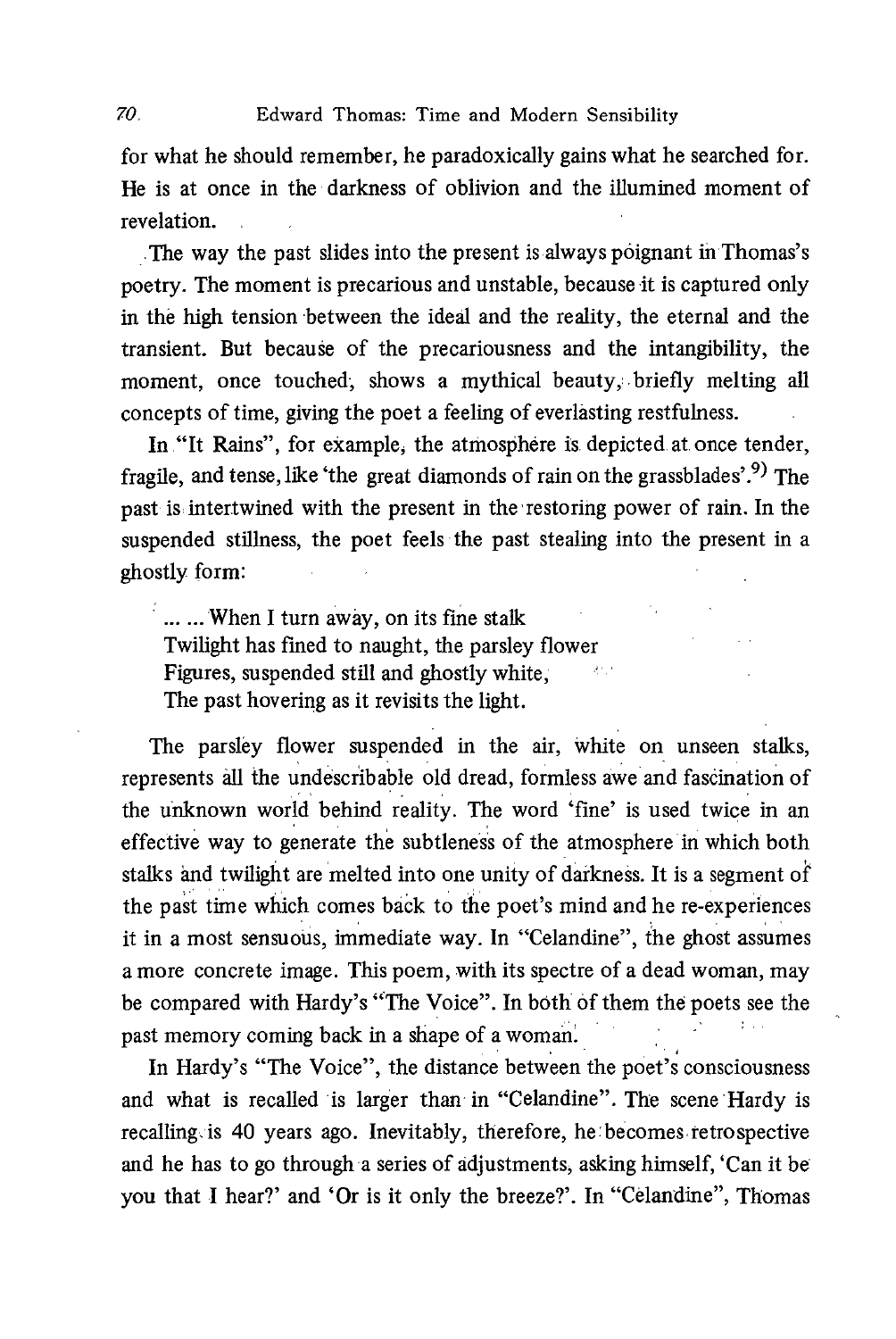for what he should remember, he paradoxically gains what he searched for. He is at once in the darkness of oblivion and the illumined moment of revelation.

The way the past slides into the present is always poignant in Thomas's poetry. The moment is precarious and unstable, because it is captured only in the high tension between the ideal and the reality, the eternal and the transient. But because of the precariousness and the intangibility, the moment, once touched, shows a mythical beauty, briefly melting all concepts of time, giving the poet a feeling of everlasting restfulness.

In "It Rains", for example, the atmosphere is depicted at once tender, fragile, and tense, like 'the great diamonds of rain on the grassblades'.[9] The past is intertwined with the present in the restoring power of rain. In the suspended stillness, the poet feels the past stealing into the present in a ghostly form:

> ... ... When I turn away, on its fine stalk
> Twilight has fined to naught, the parsley flower
> Figures, suspended still and ghostly white,
> The past hovering as it revisits the light.

The parsley flower suspended in the air, white on unseen stalks, represents all the undescribable old dread, formless awe and fascination of the unknown world behind reality. The word 'fine' is used twice in an effective way to generate the subtleness of the atmosphere in which both stalks and twilight are melted into one unity of darkness. It is a segment of the past time which comes back to the poet's mind and he re-experiences it in a most sensuous, immediate way. In "Celandine", the ghost assumes a more concrete image. This poem, with its spectre of a dead woman, may be compared with Hardy's "The Voice". In both of them the poets see the past memory coming back in a shape of a woman.

In Hardy's "The Voice", the distance between the poet's consciousness and what is recalled is larger than in "Celandine". The scene Hardy is recalling is 40 years ago. Inevitably, therefore, he becomes retrospective and he has to go through a series of adjustments, asking himself, 'Can it be you that I hear?' and 'Or is it only the breeze?'. In "Celandine", Thomas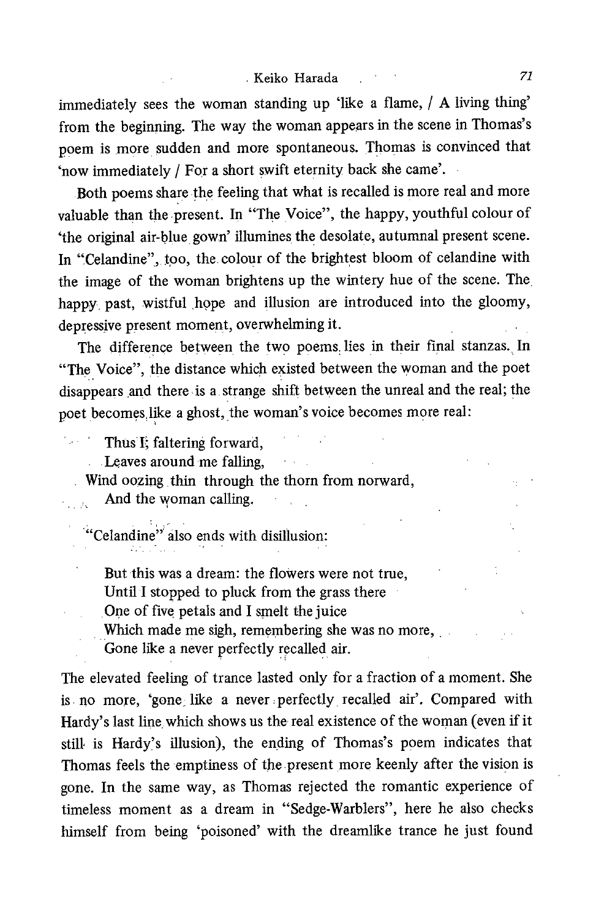immediately sees the woman standing up 'like a flame, / A living thing' from the beginning. The way the woman appears in the scene in Thomas's poem is more sudden and more spontaneous. Thomas is convinced that 'now immediately / For a short swift eternity back she came'.

Both poems share the feeling that what is recalled is more real and more valuable than the present. In "The Voice", the happy, youthful colour of 'the original air-blue gown' illumines the desolate, autumnal present scene. In "Celandine", too, the colour of the brightest bloom of celandine with the image of the woman brightens up the wintery hue of the scene. The happy past, wistful hope and illusion are introduced into the gloomy, depressive present moment, overwhelming it.

The difference between the two poems lies in their final stanzas. In "The Voice", the distance which existed between the woman and the poet disappears and there is a strange shift between the unreal and the real; the poet becomes like a ghost, the woman's voice becomes more real:

> Thus I; faltering forward,
> Leaves around me falling,
> Wind oozing thin through the thorn from norward,
> And the woman calling.

"Celandine" also ends with disillusion:

> But this was a dream: the flowers were not true,
> Until I stopped to pluck from the grass there
> One of five petals and I smelt the juice
> Which made me sigh, remembering she was no more,
> Gone like a never perfectly recalled air.

The elevated feeling of trance lasted only for a fraction of a moment. She is no more, 'gone like a never perfectly recalled air'. Compared with Hardy's last line which shows us the real existence of the woman (even if it still is Hardy's illusion), the ending of Thomas's poem indicates that Thomas feels the emptiness of the present more keenly after the vision is gone. In the same way, as Thomas rejected the romantic experience of timeless moment as a dream in "Sedge-Warblers", here he also checks himself from being 'poisoned' with the dreamlike trance he just found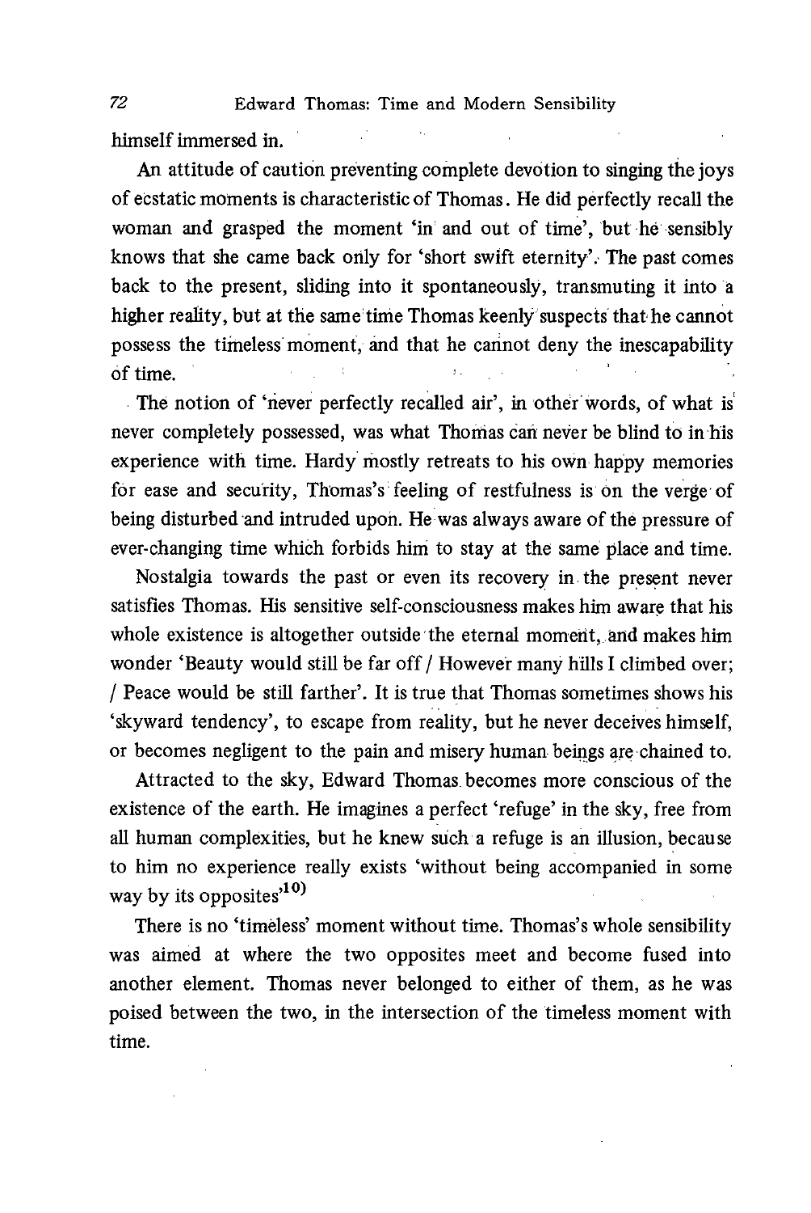himself immersed in.

An attitude of caution preventing complete devotion to singing the joys of ecstatic moments is characteristic of Thomas. He did perfectly recall the woman and grasped the moment 'in and out of time', but he sensibly knows that she came back only for 'short swift eternity'. The past comes back to the present, sliding into it spontaneously, transmuting it into a higher reality, but at the same time Thomas keenly suspects that he cannot possess the timeless moment, and that he cannot deny the inescapability of time.

The notion of 'never perfectly recalled air', in other words, of what is never completely possessed, was what Thomas can never be blind to in his experience with time. Hardy mostly retreats to his own happy memories for ease and security, Thomas's feeling of restfulness is on the verge of being disturbed and intruded upon. He was always aware of the pressure of ever-changing time which forbids him to stay at the same place and time.

Nostalgia towards the past or even its recovery in the present never satisfies Thomas. His sensitive self-consciousness makes him aware that his whole existence is altogether outside the eternal moment, and makes him wonder 'Beauty would still be far off / However many hills I climbed over; / Peace would be still farther'. It is true that Thomas sometimes shows his 'skyward tendency', to escape from reality, but he never deceives himself, or becomes negligent to the pain and misery human beings are chained to.

Attracted to the sky, Edward Thomas becomes more conscious of the existence of the earth. He imagines a perfect 'refuge' in the sky, free from all human complexities, but he knew such a refuge is an illusion, because to him no experience really exists 'without being accompanied in some way by its opposites'[10)]

There is no 'timeless' moment without time. Thomas's whole sensibility was aimed at where the two opposites meet and become fused into another element. Thomas never belonged to either of them, as he was poised between the two, in the intersection of the timeless moment with time.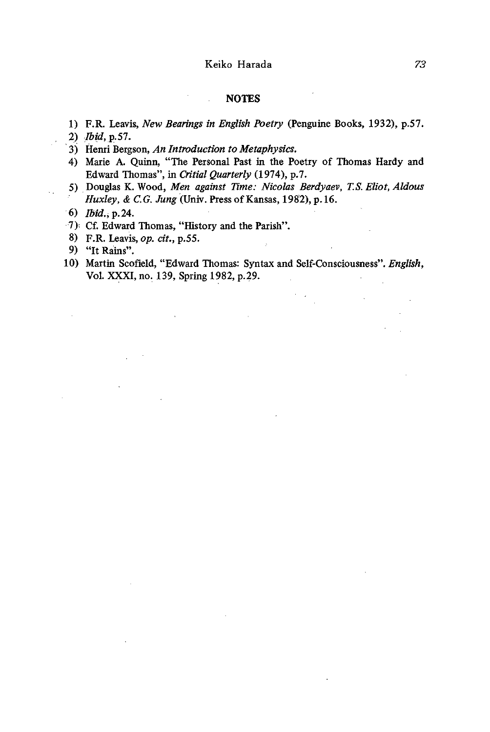## NOTES

1) F.R. Leavis, *New Bearings in English Poetry* (Penguine Books, 1932), p.57.
2) *Ibid*, p.57.
3) Henri Bergson, *An Introduction to Metaphysics.*
4) Marie A. Quinn, "The Personal Past in the Poetry of Thomas Hardy and Edward Thomas", in *Critial Quarterly* (1974), p.7.
5) Douglas K. Wood, *Men against Time: Nicolas Berdyaev, T.S. Eliot, Aldous Huxley, & C.G. Jung* (Univ. Press of Kansas, 1982), p.16.
6) *Ibid.*, p.24.
7) Cf. Edward Thomas, "History and the Parish".
8) F.R. Leavis, *op. cit.*, p.55.
9) "It Rains".
10) Martin Scofield, "Edward Thomas: Syntax and Self-Consciousness". *English*, Vol. XXXI, no. 139, Spring 1982, p.29.